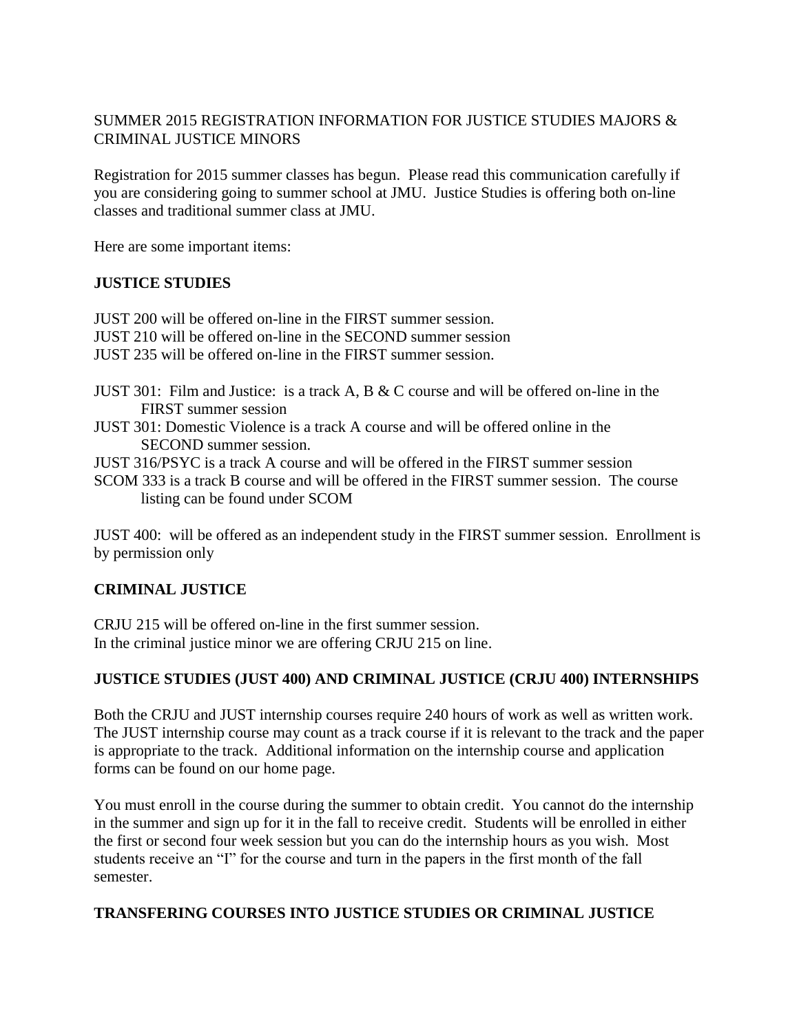SUMMER 2015 REGISTRATION INFORMATION FOR JUSTICE STUDIES MAJORS & CRIMINAL JUSTICE MINORS

Registration for 2015 summer classes has begun. Please read this communication carefully if you are considering going to summer school at JMU. Justice Studies is offering both on-line classes and traditional summer class at JMU.

Here are some important items:

## JUSTICE STUDIES

JUST 200 will be offered on-line in the FIRST summer session.
JUST 210 will be offered on-line in the SECOND summer session
JUST 235 will be offered on-line in the FIRST summer session.

JUST 301: Film and Justice: is a track A, B & C course and will be offered on-line in the FIRST summer session
JUST 301: Domestic Violence is a track A course and will be offered online in the SECOND summer session.
JUST 316/PSYC is a track A course and will be offered in the FIRST summer session
SCOM 333 is a track B course and will be offered in the FIRST summer session. The course listing can be found under SCOM

JUST 400: will be offered as an independent study in the FIRST summer session. Enrollment is by permission only

## CRIMINAL JUSTICE

CRJU 215 will be offered on-line in the first summer session.
In the criminal justice minor we are offering CRJU 215 on line.

## JUSTICE STUDIES (JUST 400) AND CRIMINAL JUSTICE (CRJU 400) INTERNSHIPS

Both the CRJU and JUST internship courses require 240 hours of work as well as written work. The JUST internship course may count as a track course if it is relevant to the track and the paper is appropriate to the track. Additional information on the internship course and application forms can be found on our home page.

You must enroll in the course during the summer to obtain credit. You cannot do the internship in the summer and sign up for it in the fall to receive credit. Students will be enrolled in either the first or second four week session but you can do the internship hours as you wish. Most students receive an "I" for the course and turn in the papers in the first month of the fall semester.

## TRANSFERING COURSES INTO JUSTICE STUDIES OR CRIMINAL JUSTICE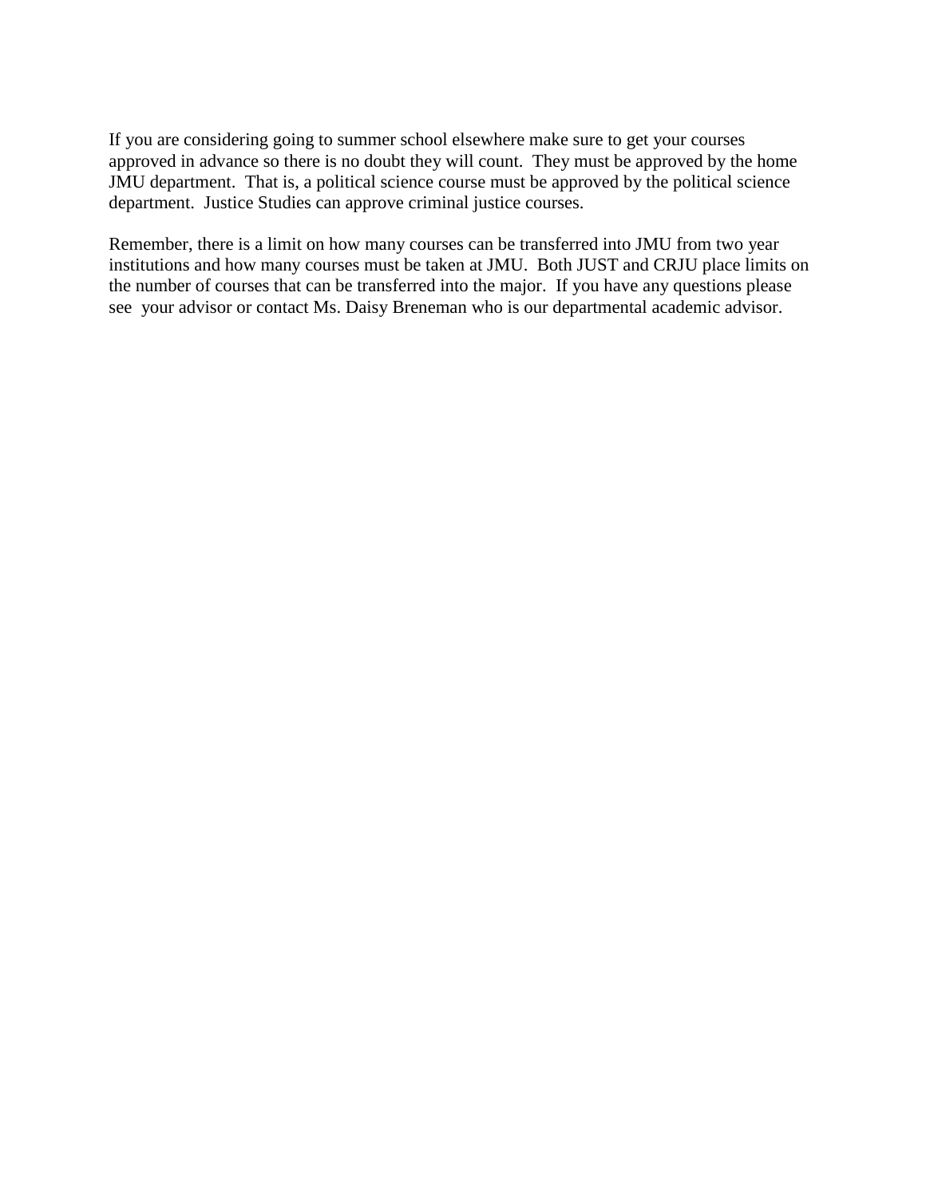If you are considering going to summer school elsewhere make sure to get your courses approved in advance so there is no doubt they will count. They must be approved by the home JMU department. That is, a political science course must be approved by the political science department. Justice Studies can approve criminal justice courses.

Remember, there is a limit on how many courses can be transferred into JMU from two year institutions and how many courses must be taken at JMU. Both JUST and CRJU place limits on the number of courses that can be transferred into the major. If you have any questions please see your advisor or contact Ms. Daisy Breneman who is our departmental academic advisor.